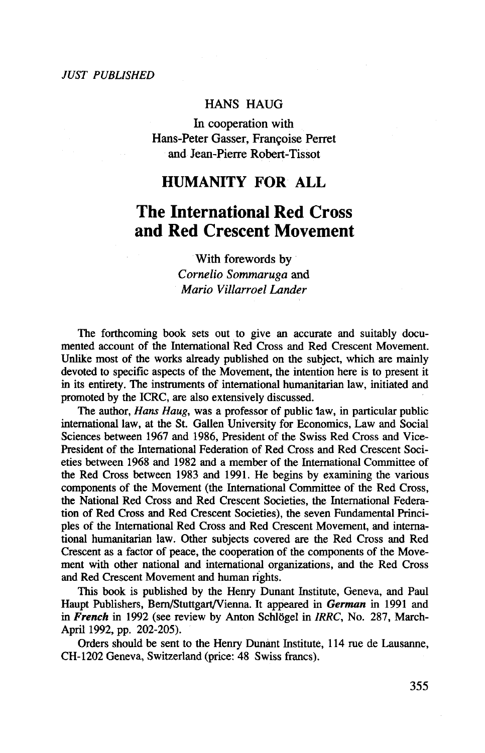*JUST PUBLISHED*

HANS HAUG

In cooperation with
Hans-Peter Gasser, Françoise Perret
and Jean-Pierre Robert-Tissot

## HUMANITY FOR ALL

# The International Red Cross and Red Crescent Movement

With forewords by
*Cornelio Sommaruga* and
*Mario Villarroel Lander*

The forthcoming book sets out to give an accurate and suitably documented account of the International Red Cross and Red Crescent Movement. Unlike most of the works already published on the subject, which are mainly devoted to specific aspects of the Movement, the intention here is to present it in its entirety. The instruments of international humanitarian law, initiated and promoted by the ICRC, are also extensively discussed.

The author, *Hans Haug*, was a professor of public law, in particular public international law, at the St. Gallen University for Economics, Law and Social Sciences between 1967 and 1986, President of the Swiss Red Cross and Vice-President of the International Federation of Red Cross and Red Crescent Societies between 1968 and 1982 and a member of the International Committee of the Red Cross between 1983 and 1991. He begins by examining the various components of the Movement (the International Committee of the Red Cross, the National Red Cross and Red Crescent Societies, the International Federation of Red Cross and Red Crescent Societies), the seven Fundamental Principles of the International Red Cross and Red Crescent Movement, and international humanitarian law. Other subjects covered are the Red Cross and Red Crescent as a factor of peace, the cooperation of the components of the Movement with other national and international organizations, and the Red Cross and Red Crescent Movement and human rights.

This book is published by the Henry Dunant Institute, Geneva, and Paul Haupt Publishers, Bern/Stuttgart/Vienna. It appeared in ***German*** in 1991 and in ***French*** in 1992 (see review by Anton Schlögel in *IRRC*, No. 287, March-April 1992, pp. 202-205).

Orders should be sent to the Henry Dunant Institute, 114 rue de Lausanne, CH-1202 Geneva, Switzerland (price: 48 Swiss francs).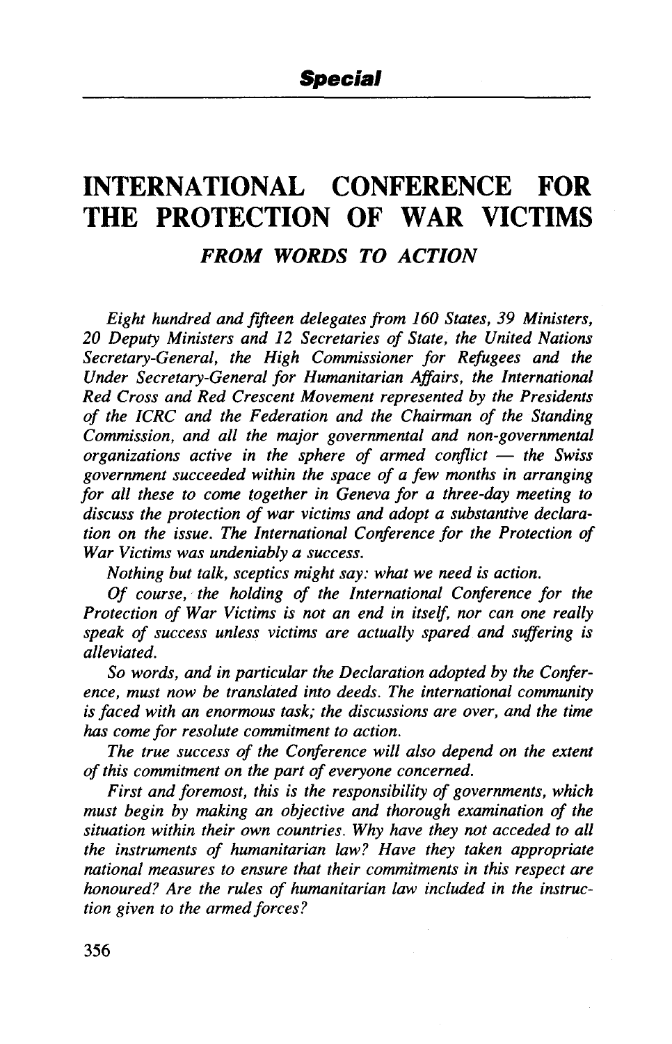# INTERNATIONAL CONFERENCE FOR THE PROTECTION OF WAR VICTIMS

## *FROM WORDS TO ACTION*

*Eight hundred and fifteen delegates from 160 States, 39 Ministers, 20 Deputy Ministers and 12 Secretaries of State, the United Nations Secretary-General, the High Commissioner for Refugees and the Under Secretary-General for Humanitarian Affairs, the International Red Cross and Red Crescent Movement represented by the Presidents of the ICRC and the Federation and the Chairman of the Standing Commission, and all the major governmental and non-governmental organizations active in the sphere of armed conflict — the Swiss government succeeded within the space of a few months in arranging for all these to come together in Geneva for a three-day meeting to discuss the protection of war victims and adopt a substantive declaration on the issue. The International Conference for the Protection of War Victims was undeniably a success.*

*Nothing but talk, sceptics might say: what we need is action.*

*Of course, the holding of the International Conference for the Protection of War Victims is not an end in itself, nor can one really speak of success unless victims are actually spared and suffering is alleviated.*

*So words, and in particular the Declaration adopted by the Conference, must now be translated into deeds. The international community is faced with an enormous task; the discussions are over, and the time has come for resolute commitment to action.*

*The true success of the Conference will also depend on the extent of this commitment on the part of everyone concerned.*

*First and foremost, this is the responsibility of governments, which must begin by making an objective and thorough examination of the situation within their own countries. Why have they not acceded to all the instruments of humanitarian law? Have they taken appropriate national measures to ensure that their commitments in this respect are honoured? Are the rules of humanitarian law included in the instruction given to the armed forces?*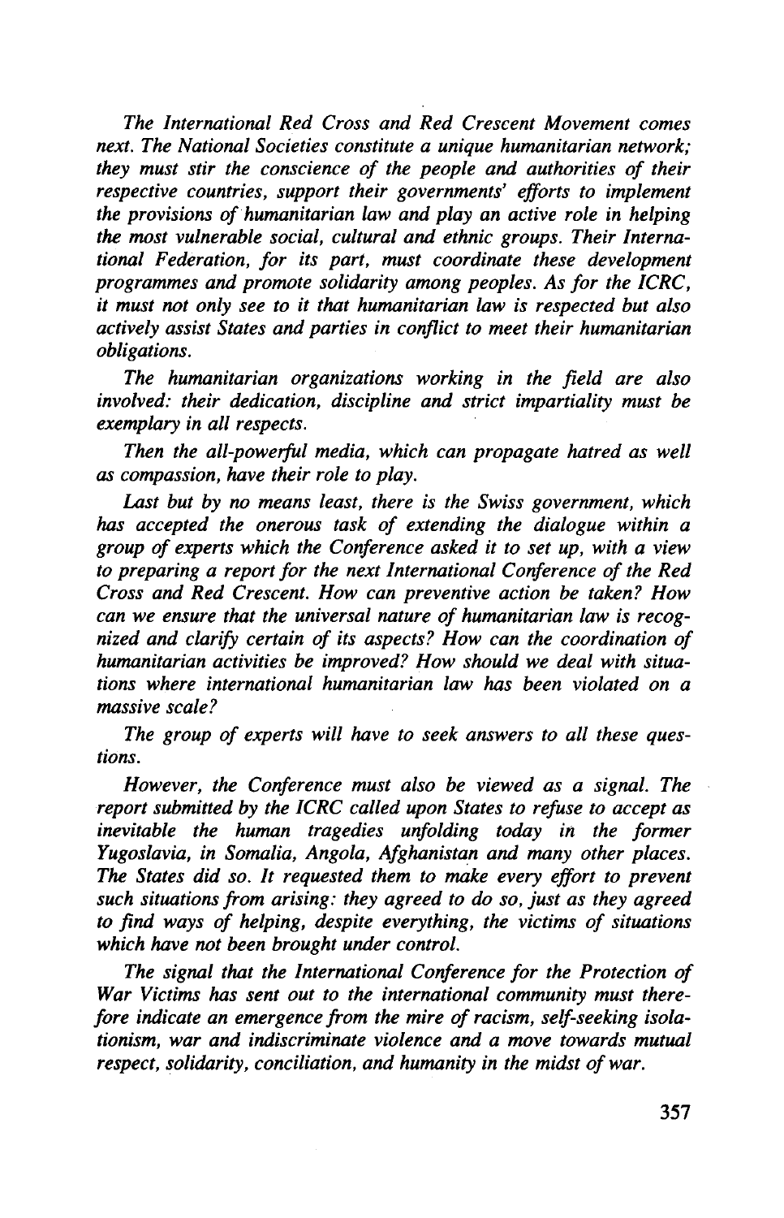*The International Red Cross and Red Crescent Movement comes next. The National Societies constitute a unique humanitarian network; they must stir the conscience of the people and authorities of their respective countries, support their governments' efforts to implement the provisions of humanitarian law and play an active role in helping the most vulnerable social, cultural and ethnic groups. Their International Federation, for its part, must coordinate these development programmes and promote solidarity among peoples. As for the ICRC, it must not only see to it that humanitarian law is respected but also actively assist States and parties in conflict to meet their humanitarian obligations.*

*The humanitarian organizations working in the field are also involved: their dedication, discipline and strict impartiality must be exemplary in all respects.*

*Then the all-powerful media, which can propagate hatred as well as compassion, have their role to play.*

*Last but by no means least, there is the Swiss government, which has accepted the onerous task of extending the dialogue within a group of experts which the Conference asked it to set up, with a view to preparing a report for the next International Conference of the Red Cross and Red Crescent. How can preventive action be taken? How can we ensure that the universal nature of humanitarian law is recognized and clarify certain of its aspects? How can the coordination of humanitarian activities be improved? How should we deal with situations where international humanitarian law has been violated on a massive scale?*

*The group of experts will have to seek answers to all these questions.*

*However, the Conference must also be viewed as a signal. The report submitted by the ICRC called upon States to refuse to accept as inevitable the human tragedies unfolding today in the former Yugoslavia, in Somalia, Angola, Afghanistan and many other places. The States did so. It requested them to make every effort to prevent such situations from arising: they agreed to do so, just as they agreed to find ways of helping, despite everything, the victims of situations which have not been brought under control.*

*The signal that the International Conference for the Protection of War Victims has sent out to the international community must therefore indicate an emergence from the mire of racism, self-seeking isolationism, war and indiscriminate violence and a move towards mutual respect, solidarity, conciliation, and humanity in the midst of war.*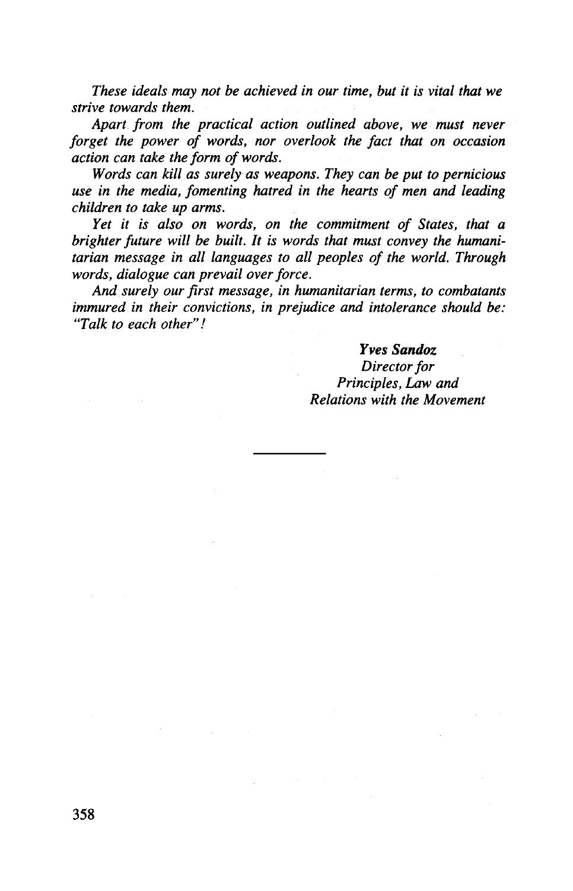*These ideals may not be achieved in our time, but it is vital that we strive towards them.*

*Apart from the practical action outlined above, we must never forget the power of words, nor overlook the fact that on occasion action can take the form of words.*

*Words can kill as surely as weapons. They can be put to pernicious use in the media, fomenting hatred in the hearts of men and leading children to take up arms.*

*Yet it is also on words, on the commitment of States, that a brighter future will be built. It is words that must convey the humanitarian message in all languages to all peoples of the world. Through words, dialogue can prevail over force.*

*And surely our first message, in humanitarian terms, to combatants immured in their convictions, in prejudice and intolerance should be: "Talk to each other"!*

***Yves Sandoz***
*Director for*
*Principles, Law and*
*Relations with the Movement*